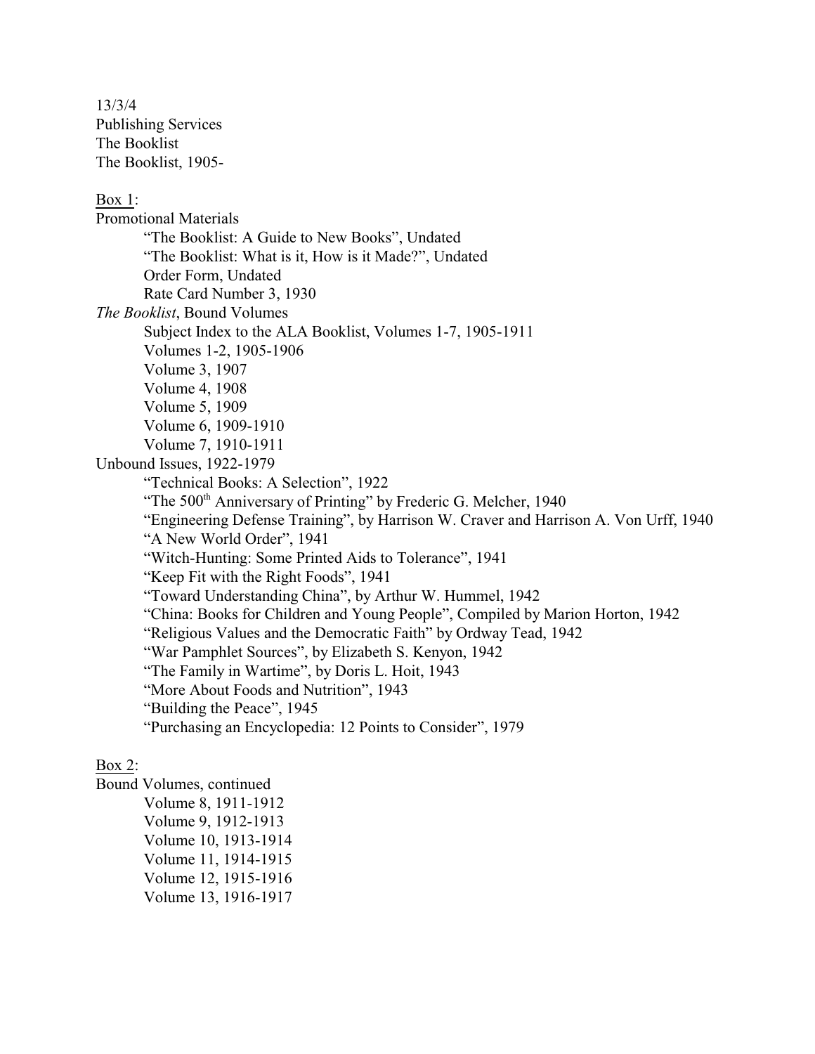13/3/4
Publishing Services
The Booklist
The Booklist, 1905-

Box 1:

Promotional Materials

- "The Booklist: A Guide to New Books", Undated
- "The Booklist: What is it, How is it Made?", Undated
- Order Form, Undated
- Rate Card Number 3, 1930

*The Booklist*, Bound Volumes

- Subject Index to the ALA Booklist, Volumes 1-7, 1905-1911
- Volumes 1-2, 1905-1906
- Volume 3, 1907
- Volume 4, 1908
- Volume 5, 1909
- Volume 6, 1909-1910
- Volume 7, 1910-1911

Unbound Issues, 1922-1979

- "Technical Books: A Selection", 1922
- "The 500th Anniversary of Printing" by Frederic G. Melcher, 1940
- "Engineering Defense Training", by Harrison W. Craver and Harrison A. Von Urff, 1940
- "A New World Order", 1941
- "Witch-Hunting: Some Printed Aids to Tolerance", 1941
- "Keep Fit with the Right Foods", 1941
- "Toward Understanding China", by Arthur W. Hummel, 1942
- "China: Books for Children and Young People", Compiled by Marion Horton, 1942
- "Religious Values and the Democratic Faith" by Ordway Tead, 1942
- "War Pamphlet Sources", by Elizabeth S. Kenyon, 1942
- "The Family in Wartime", by Doris L. Hoit, 1943
- "More About Foods and Nutrition", 1943
- "Building the Peace", 1945
- "Purchasing an Encyclopedia: 12 Points to Consider", 1979

Box 2:

Bound Volumes, continued

- Volume 8, 1911-1912
- Volume 9, 1912-1913
- Volume 10, 1913-1914
- Volume 11, 1914-1915
- Volume 12, 1915-1916
- Volume 13, 1916-1917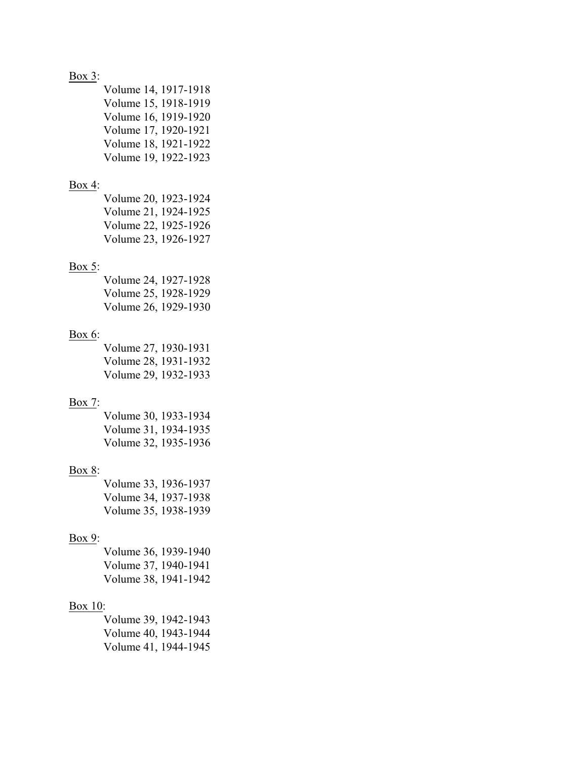Box 3:

- Volume 14, 1917-1918
- Volume 15, 1918-1919
- Volume 16, 1919-1920
- Volume 17, 1920-1921
- Volume 18, 1921-1922
- Volume 19, 1922-1923

Box 4:

- Volume 20, 1923-1924
- Volume 21, 1924-1925
- Volume 22, 1925-1926
- Volume 23, 1926-1927

Box 5:

- Volume 24, 1927-1928
- Volume 25, 1928-1929
- Volume 26, 1929-1930

Box 6:

- Volume 27, 1930-1931
- Volume 28, 1931-1932
- Volume 29, 1932-1933

Box 7:

- Volume 30, 1933-1934
- Volume 31, 1934-1935
- Volume 32, 1935-1936

Box 8:

- Volume 33, 1936-1937
- Volume 34, 1937-1938
- Volume 35, 1938-1939

Box 9:

- Volume 36, 1939-1940
- Volume 37, 1940-1941
- Volume 38, 1941-1942

Box 10:

- Volume 39, 1942-1943
- Volume 40, 1943-1944
- Volume 41, 1944-1945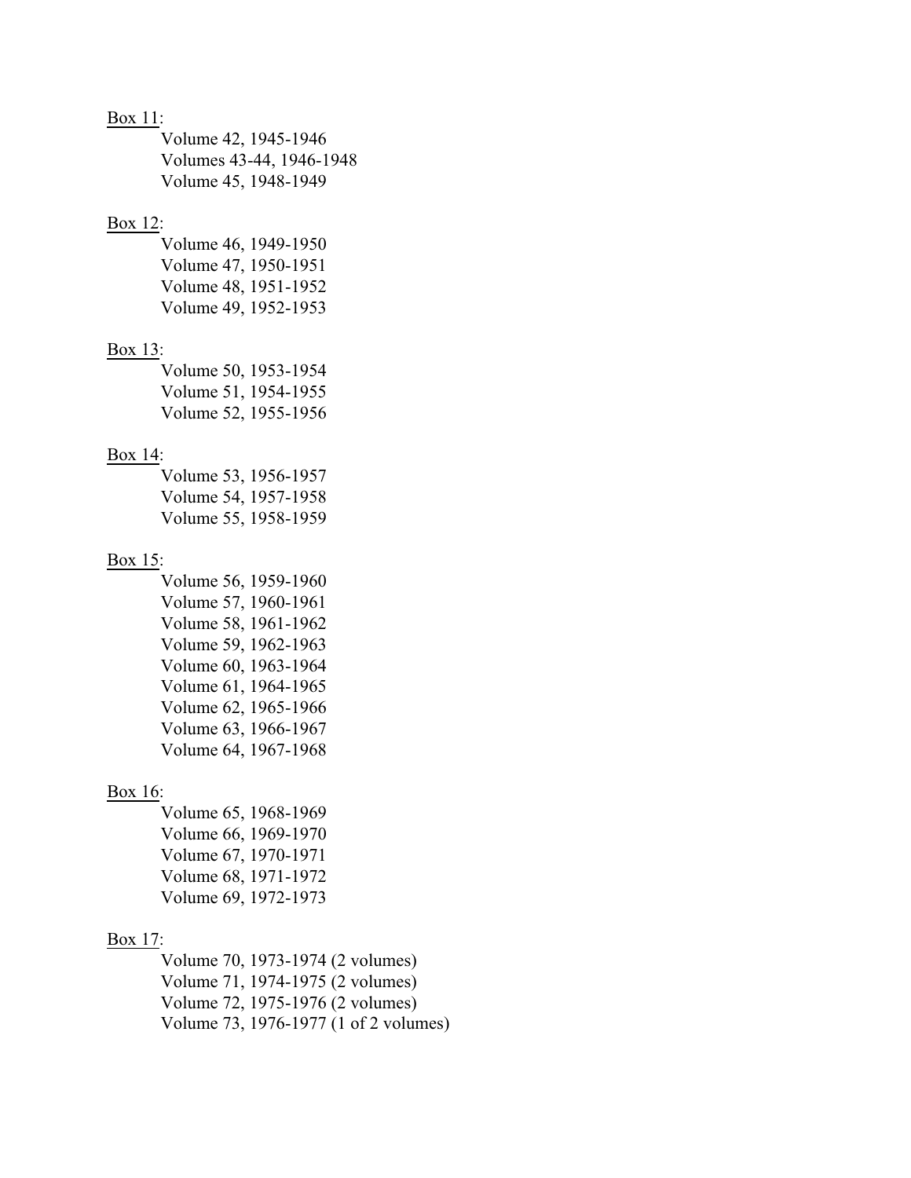<u>Box 11</u>:

- Volume 42, 1945-1946
- Volumes 43-44, 1946-1948
- Volume 45, 1948-1949

<u>Box 12</u>:

- Volume 46, 1949-1950
- Volume 47, 1950-1951
- Volume 48, 1951-1952
- Volume 49, 1952-1953

<u>Box 13</u>:

- Volume 50, 1953-1954
- Volume 51, 1954-1955
- Volume 52, 1955-1956

<u>Box 14</u>:

- Volume 53, 1956-1957
- Volume 54, 1957-1958
- Volume 55, 1958-1959

<u>Box 15</u>:

- Volume 56, 1959-1960
- Volume 57, 1960-1961
- Volume 58, 1961-1962
- Volume 59, 1962-1963
- Volume 60, 1963-1964
- Volume 61, 1964-1965
- Volume 62, 1965-1966
- Volume 63, 1966-1967
- Volume 64, 1967-1968

<u>Box 16</u>:

- Volume 65, 1968-1969
- Volume 66, 1969-1970
- Volume 67, 1970-1971
- Volume 68, 1971-1972
- Volume 69, 1972-1973

<u>Box 17</u>:

- Volume 70, 1973-1974 (2 volumes)
- Volume 71, 1974-1975 (2 volumes)
- Volume 72, 1975-1976 (2 volumes)
- Volume 73, 1976-1977 (1 of 2 volumes)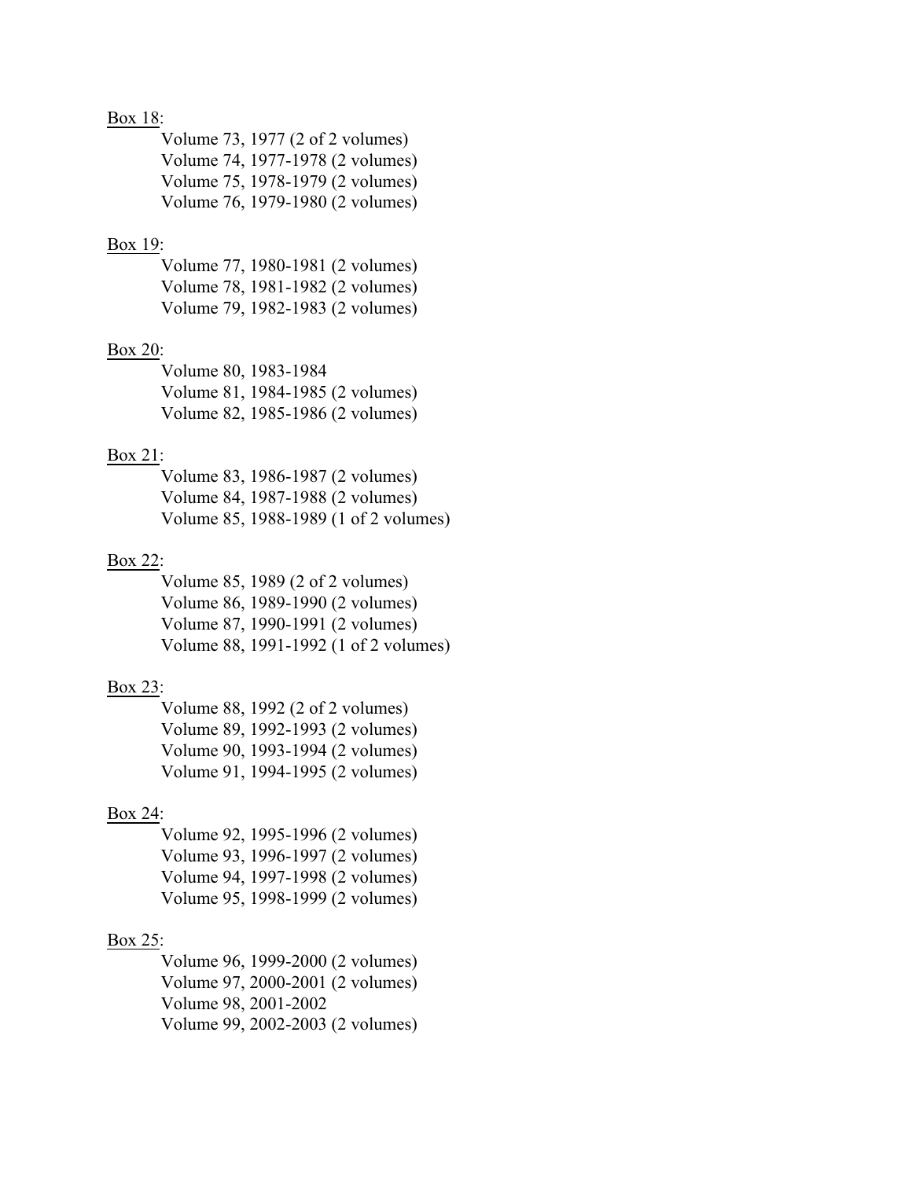<u>Box 18</u>:

Volume 73, 1977 (2 of 2 volumes)
Volume 74, 1977-1978 (2 volumes)
Volume 75, 1978-1979 (2 volumes)
Volume 76, 1979-1980 (2 volumes)

<u>Box 19</u>:

Volume 77, 1980-1981 (2 volumes)
Volume 78, 1981-1982 (2 volumes)
Volume 79, 1982-1983 (2 volumes)

<u>Box 20</u>:

Volume 80, 1983-1984
Volume 81, 1984-1985 (2 volumes)
Volume 82, 1985-1986 (2 volumes)

<u>Box 21</u>:

Volume 83, 1986-1987 (2 volumes)
Volume 84, 1987-1988 (2 volumes)
Volume 85, 1988-1989 (1 of 2 volumes)

<u>Box 22</u>:

Volume 85, 1989 (2 of 2 volumes)
Volume 86, 1989-1990 (2 volumes)
Volume 87, 1990-1991 (2 volumes)
Volume 88, 1991-1992 (1 of 2 volumes)

<u>Box 23</u>:

Volume 88, 1992 (2 of 2 volumes)
Volume 89, 1992-1993 (2 volumes)
Volume 90, 1993-1994 (2 volumes)
Volume 91, 1994-1995 (2 volumes)

<u>Box 24</u>:

Volume 92, 1995-1996 (2 volumes)
Volume 93, 1996-1997 (2 volumes)
Volume 94, 1997-1998 (2 volumes)
Volume 95, 1998-1999 (2 volumes)

<u>Box 25</u>:

Volume 96, 1999-2000 (2 volumes)
Volume 97, 2000-2001 (2 volumes)
Volume 98, 2001-2002
Volume 99, 2002-2003 (2 volumes)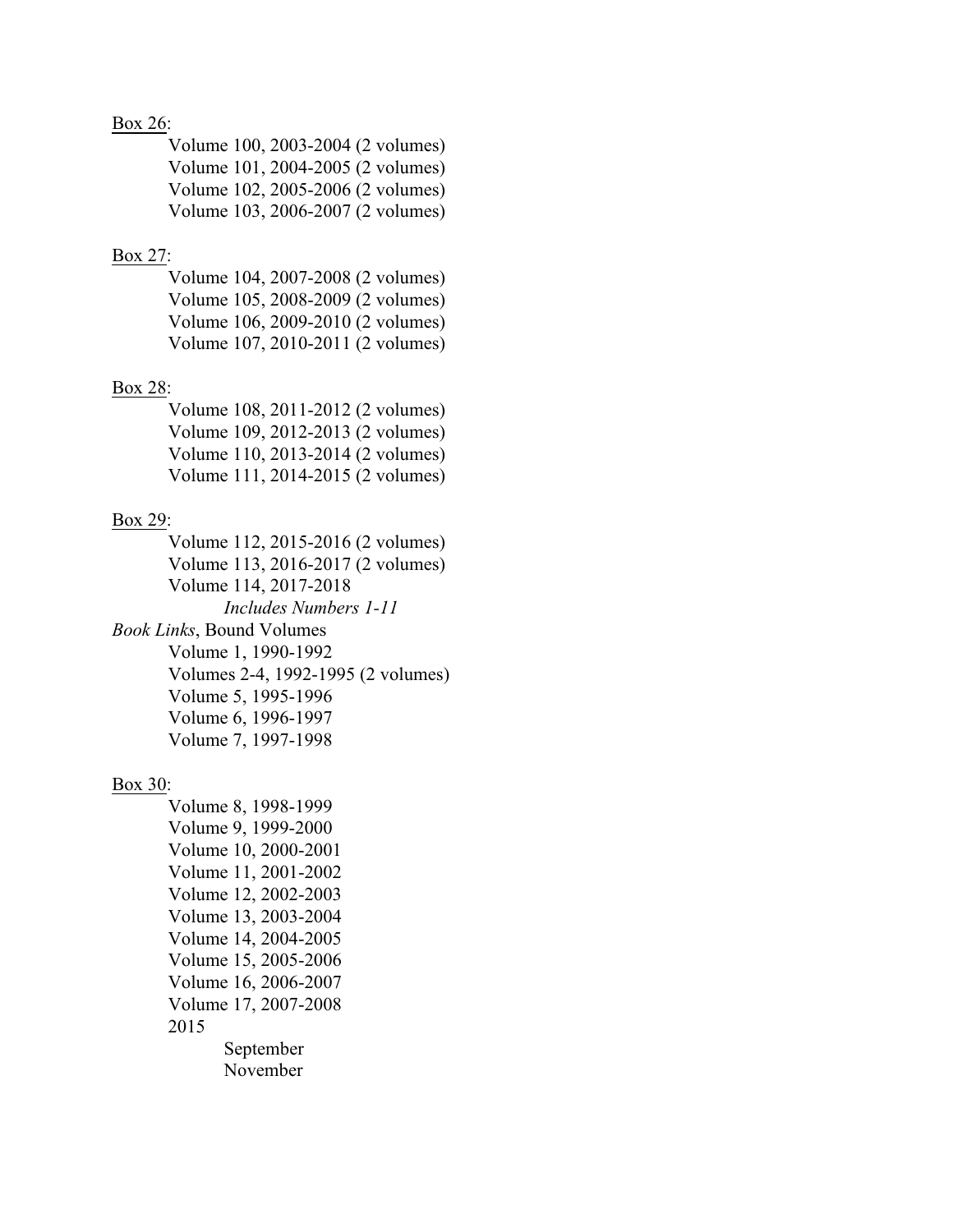<u>Box 26</u>:

- Volume 100, 2003-2004 (2 volumes)
- Volume 101, 2004-2005 (2 volumes)
- Volume 102, 2005-2006 (2 volumes)
- Volume 103, 2006-2007 (2 volumes)

<u>Box 27</u>:

- Volume 104, 2007-2008 (2 volumes)
- Volume 105, 2008-2009 (2 volumes)
- Volume 106, 2009-2010 (2 volumes)
- Volume 107, 2010-2011 (2 volumes)

<u>Box 28</u>:

- Volume 108, 2011-2012 (2 volumes)
- Volume 109, 2012-2013 (2 volumes)
- Volume 110, 2013-2014 (2 volumes)
- Volume 111, 2014-2015 (2 volumes)

<u>Box 29</u>:

- Volume 112, 2015-2016 (2 volumes)
- Volume 113, 2016-2017 (2 volumes)
- Volume 114, 2017-2018
  - *Includes Numbers 1-11*

*Book Links*, Bound Volumes

- Volume 1, 1990-1992
- Volumes 2-4, 1992-1995 (2 volumes)
- Volume 5, 1995-1996
- Volume 6, 1996-1997
- Volume 7, 1997-1998

<u>Box 30</u>:

- Volume 8, 1998-1999
- Volume 9, 1999-2000
- Volume 10, 2000-2001
- Volume 11, 2001-2002
- Volume 12, 2002-2003
- Volume 13, 2003-2004
- Volume 14, 2004-2005
- Volume 15, 2005-2006
- Volume 16, 2006-2007
- Volume 17, 2007-2008
- 2015
  - September
  - November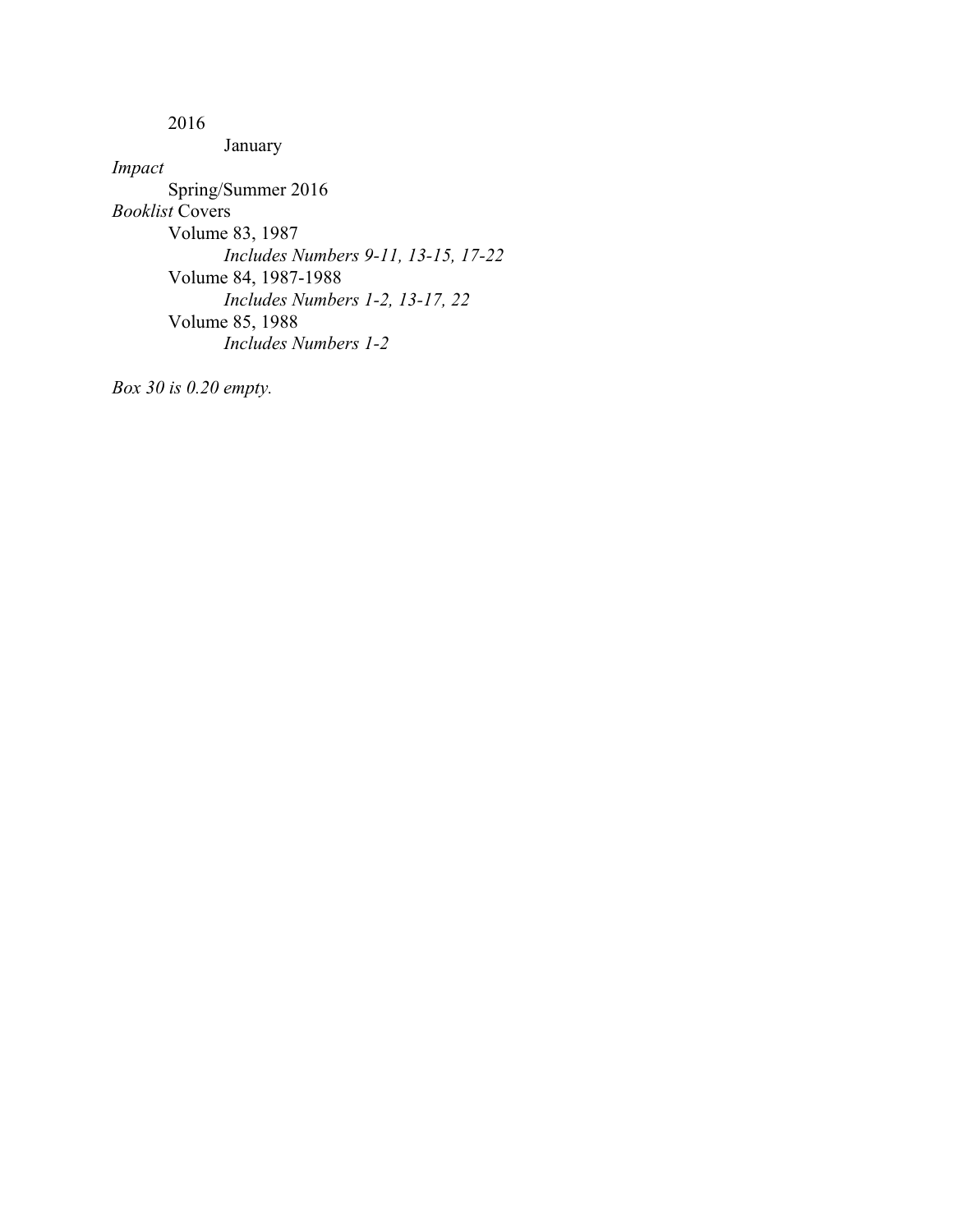2016

January

*Impact*

Spring/Summer 2016

*Booklist* Covers

Volume 83, 1987

*Includes Numbers 9-11, 13-15, 17-22*

Volume 84, 1987-1988

*Includes Numbers 1-2, 13-17, 22*

Volume 85, 1988

*Includes Numbers 1-2*

*Box 30 is 0.20 empty.*